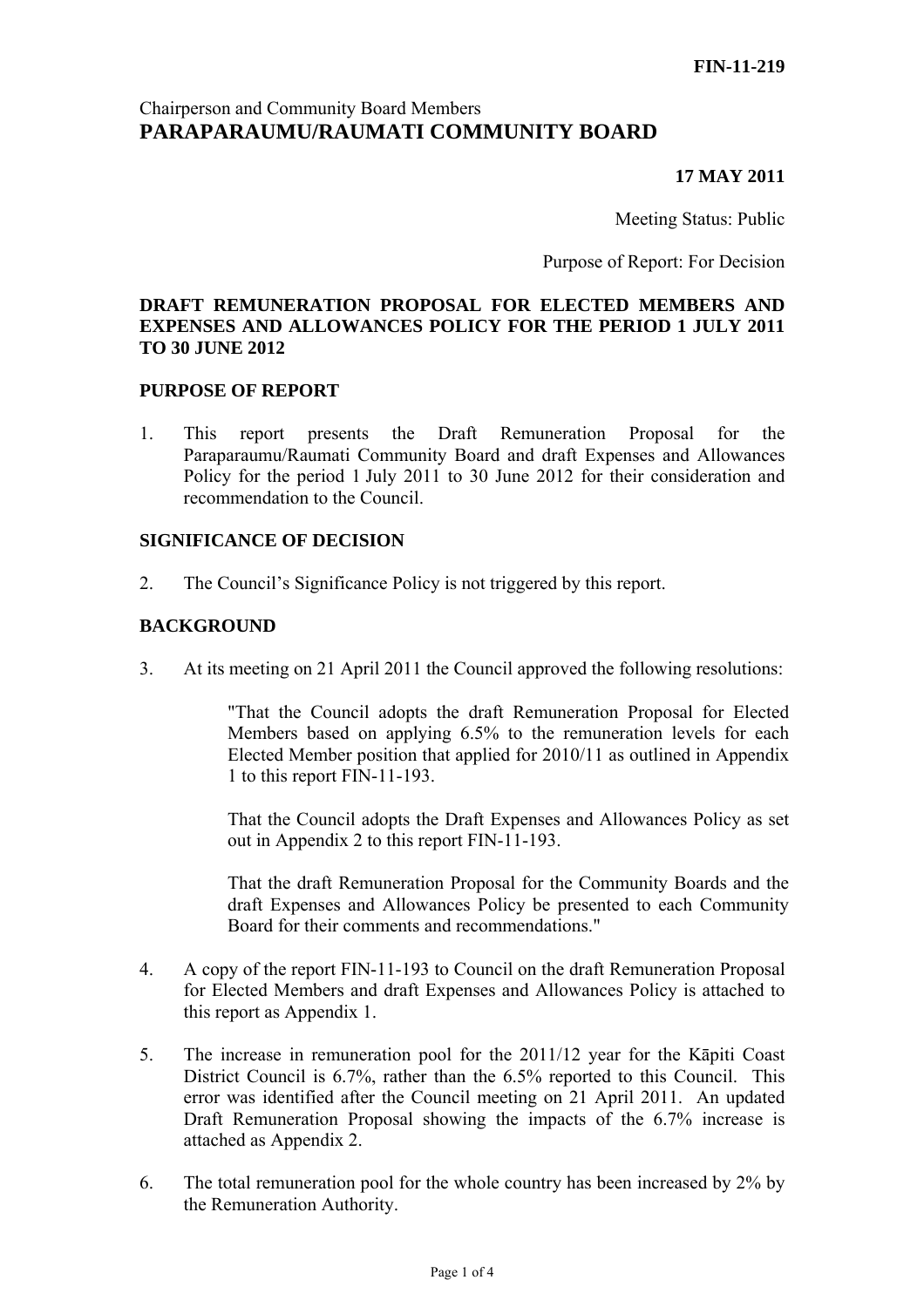**FIN-11-219**

Chairperson and Community Board Members
**PARAPARAUMU/RAUMATI COMMUNITY BOARD**

**17 MAY 2011**

Meeting Status: Public

Purpose of Report: For Decision

## DRAFT REMUNERATION PROPOSAL FOR ELECTED MEMBERS AND EXPENSES AND ALLOWANCES POLICY FOR THE PERIOD 1 JULY 2011 TO 30 JUNE 2012

### PURPOSE OF REPORT

1. This report presents the Draft Remuneration Proposal for the Paraparaumu/Raumati Community Board and draft Expenses and Allowances Policy for the period 1 July 2011 to 30 June 2012 for their consideration and recommendation to the Council.

### SIGNIFICANCE OF DECISION

2. The Council's Significance Policy is not triggered by this report.

### BACKGROUND

3. At its meeting on 21 April 2011 the Council approved the following resolutions:

   > "That the Council adopts the draft Remuneration Proposal for Elected Members based on applying 6.5% to the remuneration levels for each Elected Member position that applied for 2010/11 as outlined in Appendix 1 to this report FIN-11-193.
   >
   > That the Council adopts the Draft Expenses and Allowances Policy as set out in Appendix 2 to this report FIN-11-193.
   >
   > That the draft Remuneration Proposal for the Community Boards and the draft Expenses and Allowances Policy be presented to each Community Board for their comments and recommendations."

4. A copy of the report FIN-11-193 to Council on the draft Remuneration Proposal for Elected Members and draft Expenses and Allowances Policy is attached to this report as Appendix 1.

5. The increase in remuneration pool for the 2011/12 year for the Kāpiti Coast District Council is 6.7%, rather than the 6.5% reported to this Council. This error was identified after the Council meeting on 21 April 2011. An updated Draft Remuneration Proposal showing the impacts of the 6.7% increase is attached as Appendix 2.

6. The total remuneration pool for the whole country has been increased by 2% by the Remuneration Authority.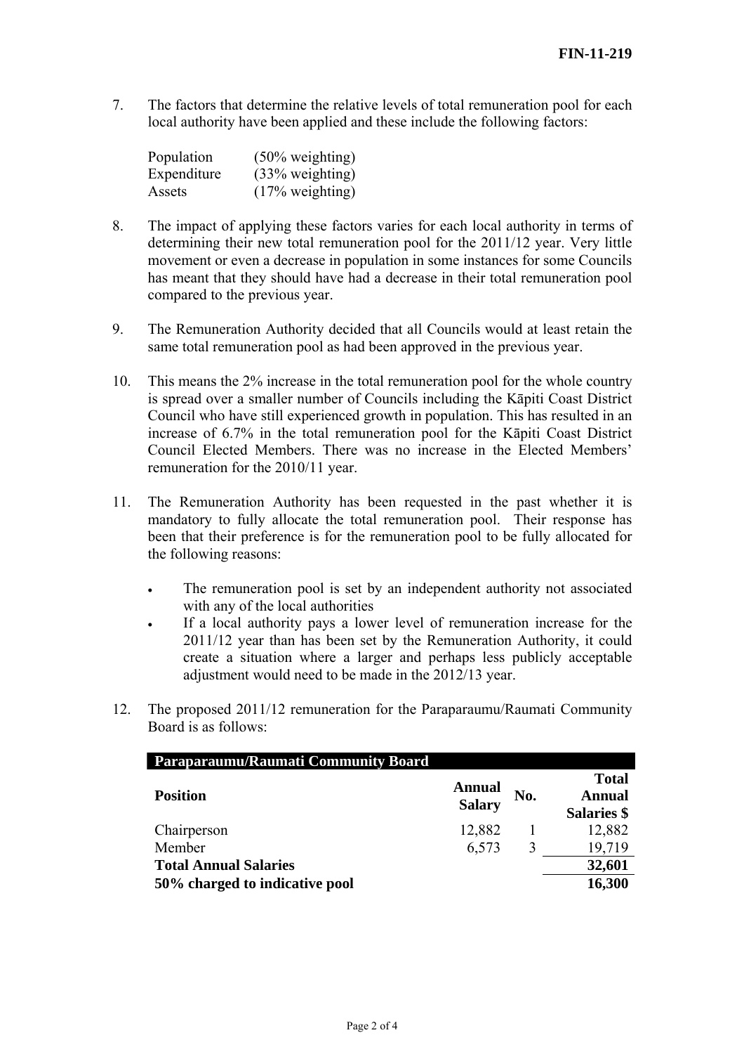7. The factors that determine the relative levels of total remuneration pool for each local authority have been applied and these include the following factors:

   Population (50% weighting)
   Expenditure (33% weighting)
   Assets (17% weighting)

8. The impact of applying these factors varies for each local authority in terms of determining their new total remuneration pool for the 2011/12 year. Very little movement or even a decrease in population in some instances for some Councils has meant that they should have had a decrease in their total remuneration pool compared to the previous year.

9. The Remuneration Authority decided that all Councils would at least retain the same total remuneration pool as had been approved in the previous year.

10. This means the 2% increase in the total remuneration pool for the whole country is spread over a smaller number of Councils including the Kāpiti Coast District Council who have still experienced growth in population. This has resulted in an increase of 6.7% in the total remuneration pool for the Kāpiti Coast District Council Elected Members. There was no increase in the Elected Members' remuneration for the 2010/11 year.

11. The Remuneration Authority has been requested in the past whether it is mandatory to fully allocate the total remuneration pool. Their response has been that their preference is for the remuneration pool to be fully allocated for the following reasons:

    - The remuneration pool is set by an independent authority not associated with any of the local authorities
    - If a local authority pays a lower level of remuneration increase for the 2011/12 year than has been set by the Remuneration Authority, it could create a situation where a larger and perhaps less publicly acceptable adjustment would need to be made in the 2012/13 year.

12. The proposed 2011/12 remuneration for the Paraparaumu/Raumati Community Board is as follows:

| **Paraparaumu/Raumati Community Board** | | | |
|---|---|---|---|
| **Position** | **Annual Salary** | **No.** | **Total Annual Salaries $** |
| Chairperson | 12,882 | 1 | 12,882 |
| Member | 6,573 | 3 | 19,719 |
| **Total Annual Salaries** | | | **32,601** |
| **50% charged to indicative pool** | | | **16,300** |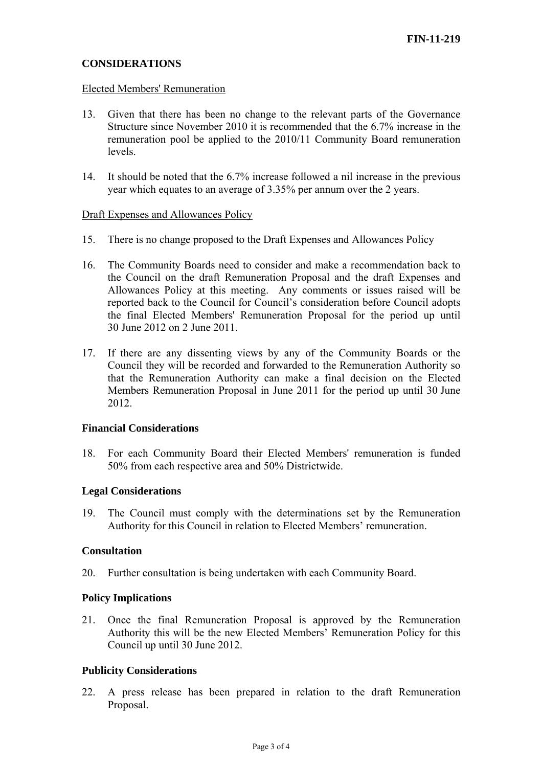## CONSIDERATIONS

Elected Members' Remuneration

13. Given that there has been no change to the relevant parts of the Governance Structure since November 2010 it is recommended that the 6.7% increase in the remuneration pool be applied to the 2010/11 Community Board remuneration levels.

14. It should be noted that the 6.7% increase followed a nil increase in the previous year which equates to an average of 3.35% per annum over the 2 years.

Draft Expenses and Allowances Policy

15. There is no change proposed to the Draft Expenses and Allowances Policy

16. The Community Boards need to consider and make a recommendation back to the Council on the draft Remuneration Proposal and the draft Expenses and Allowances Policy at this meeting. Any comments or issues raised will be reported back to the Council for Council's consideration before Council adopts the final Elected Members' Remuneration Proposal for the period up until 30 June 2012 on 2 June 2011.

17. If there are any dissenting views by any of the Community Boards or the Council they will be recorded and forwarded to the Remuneration Authority so that the Remuneration Authority can make a final decision on the Elected Members Remuneration Proposal in June 2011 for the period up until 30 June 2012.

### Financial Considerations

18. For each Community Board their Elected Members' remuneration is funded 50% from each respective area and 50% Districtwide.

### Legal Considerations

19. The Council must comply with the determinations set by the Remuneration Authority for this Council in relation to Elected Members' remuneration.

### Consultation

20. Further consultation is being undertaken with each Community Board.

### Policy Implications

21. Once the final Remuneration Proposal is approved by the Remuneration Authority this will be the new Elected Members' Remuneration Policy for this Council up until 30 June 2012.

### Publicity Considerations

22. A press release has been prepared in relation to the draft Remuneration Proposal.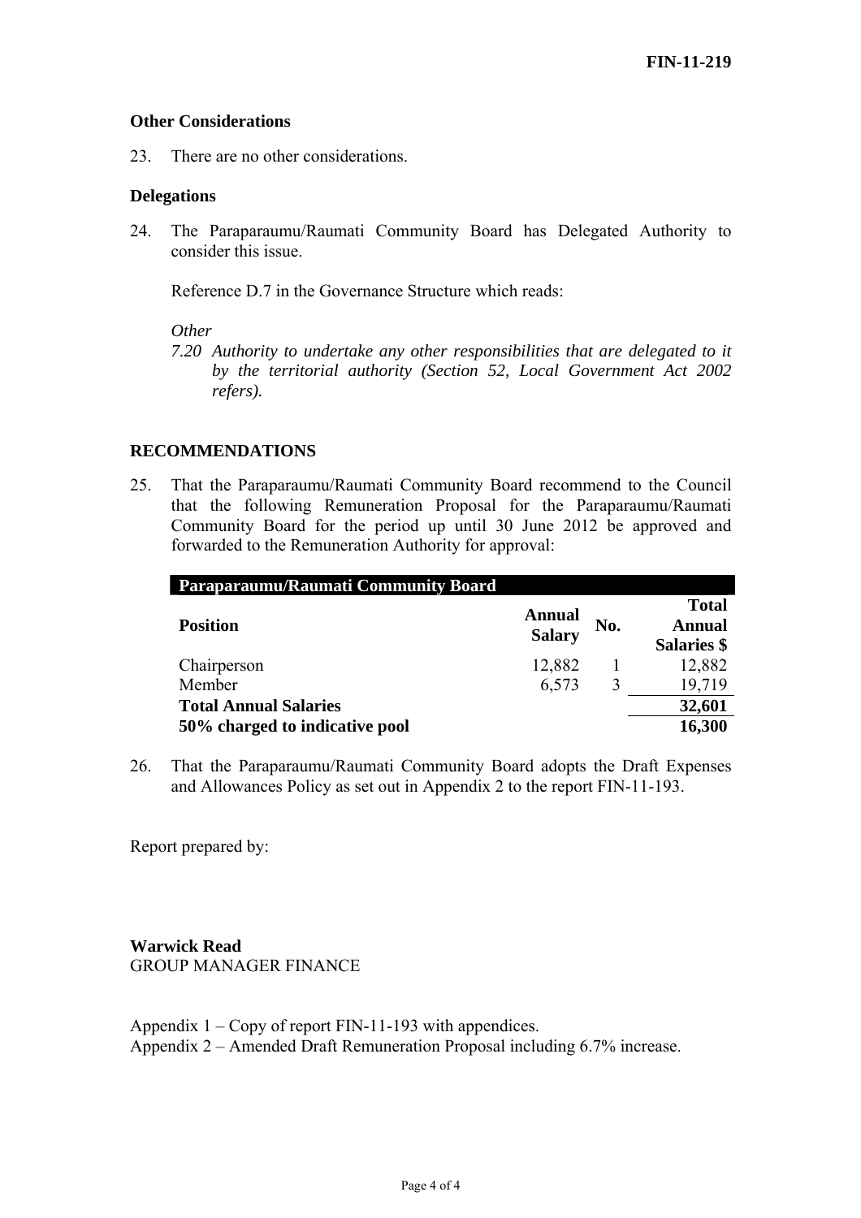**Other Considerations**

23. There are no other considerations.

**Delegations**

24. The Paraparaumu/Raumati Community Board has Delegated Authority to consider this issue.

Reference D.7 in the Governance Structure which reads:

*Other*

*7.20 Authority to undertake any other responsibilities that are delegated to it by the territorial authority (Section 52, Local Government Act 2002 refers).*

## RECOMMENDATIONS

25. That the Paraparaumu/Raumati Community Board recommend to the Council that the following Remuneration Proposal for the Paraparaumu/Raumati Community Board for the period up until 30 June 2012 be approved and forwarded to the Remuneration Authority for approval:

| **Paraparaumu/Raumati Community Board** | | | |
|---|---|---|---|
| **Position** | **Annual Salary** | **No.** | **Total Annual Salaries $** |
| Chairperson | 12,882 | 1 | 12,882 |
| Member | 6,573 | 3 | 19,719 |
| **Total Annual Salaries** | | | **32,601** |
| **50% charged to indicative pool** | | | **16,300** |

26. That the Paraparaumu/Raumati Community Board adopts the Draft Expenses and Allowances Policy as set out in Appendix 2 to the report FIN-11-193.

Report prepared by:

**Warwick Read**
GROUP MANAGER FINANCE

Appendix 1 – Copy of report FIN-11-193 with appendices.
Appendix 2 – Amended Draft Remuneration Proposal including 6.7% increase.